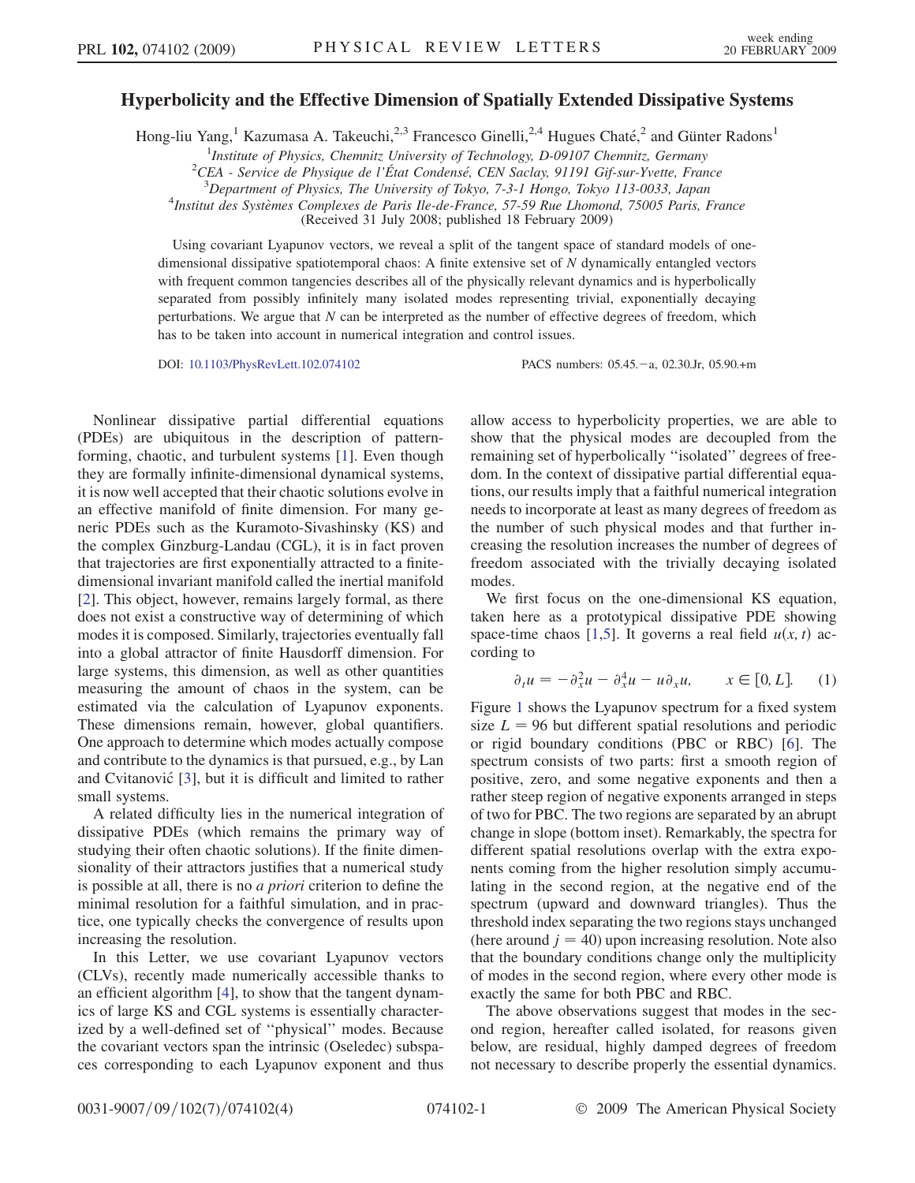# Hyperbolicity and the Effective Dimension of Spatially Extended Dissipative Systems

Hong-liu Yang,[1] Kazumasa A. Takeuchi,[2,3] Francesco Ginelli,[2,4] Hugues Chaté,[2] and Günter Radons[1]

[1]*Institute of Physics, Chemnitz University of Technology, D-09107 Chemnitz, Germany*
[2]*CEA - Service de Physique de l'État Condensé, CEN Saclay, 91191 Gif-sur-Yvette, France*
[3]*Department of Physics, The University of Tokyo, 7-3-1 Hongo, Tokyo 113-0033, Japan*
[4]*Institut des Systèmes Complexes de Paris Ile-de-France, 57-59 Rue Lhomond, 75005 Paris, France*
(Received 31 July 2008; published 18 February 2009)

Using covariant Lyapunov vectors, we reveal a split of the tangent space of standard models of one-dimensional dissipative spatiotemporal chaos: A finite extensive set of $N$ dynamically entangled vectors with frequent common tangencies describes all of the physically relevant dynamics and is hyperbolically separated from possibly infinitely many isolated modes representing trivial, exponentially decaying perturbations. We argue that $N$ can be interpreted as the number of effective degrees of freedom, which has to be taken into account in numerical integration and control issues.

DOI: 10.1103/PhysRevLett.102.074102 PACS numbers: 05.45.−a, 02.30.Jr, 05.90.+m

Nonlinear dissipative partial differential equations (PDEs) are ubiquitous in the description of pattern-forming, chaotic, and turbulent systems [1]. Even though they are formally infinite-dimensional dynamical systems, it is now well accepted that their chaotic solutions evolve in an effective manifold of finite dimension. For many generic PDEs such as the Kuramoto-Sivashinsky (KS) and the complex Ginzburg-Landau (CGL), it is in fact proven that trajectories are first exponentially attracted to a finite-dimensional invariant manifold called the inertial manifold [2]. This object, however, remains largely formal, as there does not exist a constructive way of determining of which modes it is composed. Similarly, trajectories eventually fall into a global attractor of finite Hausdorff dimension. For large systems, this dimension, as well as other quantities measuring the amount of chaos in the system, can be estimated via the calculation of Lyapunov exponents. These dimensions remain, however, global quantifiers. One approach to determine which modes actually compose and contribute to the dynamics is that pursued, e.g., by Lan and Cvitanović [3], but it is difficult and limited to rather small systems.

A related difficulty lies in the numerical integration of dissipative PDEs (which remains the primary way of studying their often chaotic solutions). If the finite dimensionality of their attractors justifies that a numerical study is possible at all, there is no *a priori* criterion to define the minimal resolution for a faithful simulation, and in practice, one typically checks the convergence of results upon increasing the resolution.

In this Letter, we use covariant Lyapunov vectors (CLVs), recently made numerically accessible thanks to an efficient algorithm [4], to show that the tangent dynamics of large KS and CGL systems is essentially characterized by a well-defined set of "physical" modes. Because the covariant vectors span the intrinsic (Oseledec) subspaces corresponding to each Lyapunov exponent and thus allow access to hyperbolicity properties, we are able to show that the physical modes are decoupled from the remaining set of hyperbolically "isolated" degrees of freedom. In the context of dissipative partial differential equations, our results imply that a faithful numerical integration needs to incorporate at least as many degrees of freedom as the number of such physical modes and that further increasing the resolution increases the number of degrees of freedom associated with the trivially decaying isolated modes.

We first focus on the one-dimensional KS equation, taken here as a prototypical dissipative PDE showing space-time chaos [1,5]. It governs a real field $u(x, t)$ according to

$$\partial_t u = -\partial_x^2 u - \partial_x^4 u - u\partial_x u, \qquad x \in [0, L]. \qquad (1)$$

Figure 1 shows the Lyapunov spectrum for a fixed system size $L = 96$ but different spatial resolutions and periodic or rigid boundary conditions (PBC or RBC) [6]. The spectrum consists of two parts: first a smooth region of positive, zero, and some negative exponents and then a rather steep region of negative exponents arranged in steps of two for PBC. The two regions are separated by an abrupt change in slope (bottom inset). Remarkably, the spectra for different spatial resolutions overlap with the extra exponents coming from the higher resolution simply accumulating in the second region, at the negative end of the spectrum (upward and downward triangles). Thus the threshold index separating the two regions stays unchanged (here around $j = 40$) upon increasing resolution. Note also that the boundary conditions change only the multiplicity of modes in the second region, where every other mode is exactly the same for both PBC and RBC.

The above observations suggest that modes in the second region, hereafter called isolated, for reasons given below, are residual, highly damped degrees of freedom not necessary to describe properly the essential dynamics.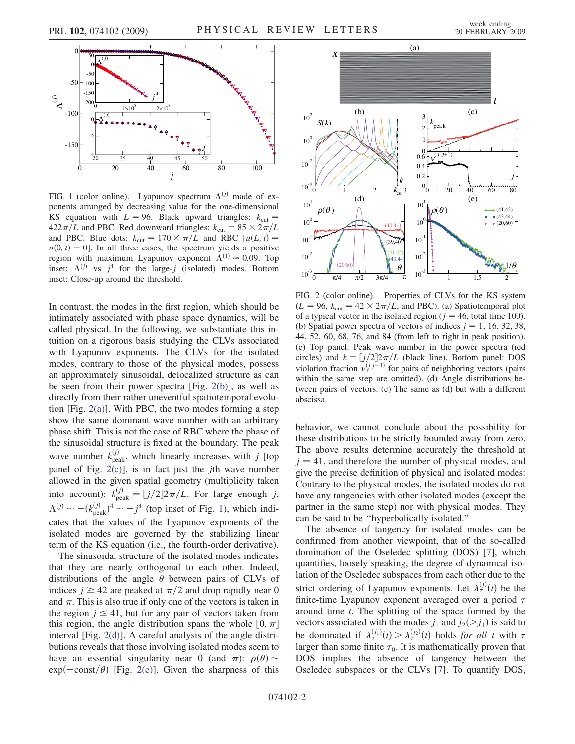FIG. 1 (color online). Lyapunov spectrum $\Lambda^{(j)}$ made of exponents arranged by decreasing value for the one-dimensional KS equation with $L = 96$. Black upward triangles: $k_{\rm cut} = 422\pi/L$ and PBC. Red downward triangles: $k_{\rm cut} = 85 \times 2\pi/L$ and PBC. Blue dots: $k_{\rm cut} = 170 \times \pi/L$ and RBC [$u(L,t) = u(0,t) = 0$]. In all three cases, the spectrum yields a positive region with maximum Lyapunov exponent $\Lambda^{(1)} \approx 0.09$. Top inset: $\Lambda^{(j)}$ vs $j^4$ for the large-$j$ (isolated) modes. Bottom inset: Close-up around the threshold.

In contrast, the modes in the first region, which should be intimately associated with phase space dynamics, will be called physical. In the following, we substantiate this intuition on a rigorous basis studying the CLVs associated with Lyapunov exponents. The CLVs for the isolated modes, contrary to those of the physical modes, possess an approximately sinusoidal, delocalized structure as can be seen from their power spectra [Fig. 2(b)], as well as directly from their rather uneventful spatiotemporal evolution [Fig. 2(a)]. With PBC, the two modes forming a step show the same dominant wave number with an arbitrary phase shift. This is not the case of RBC where the phase of the sinusoidal structure is fixed at the boundary. The peak wave number $k_{\rm peak}^{(j)}$, which linearly increases with $j$ [top panel of Fig. 2(c)], is in fact just the $j$th wave number allowed in the given spatial geometry (multiplicity taken into account): $k_{\rm peak}^{(j)} = [j/2]2\pi/L$. For large enough $j$, $\Lambda^{(j)} \sim -(k_{\rm peak}^{(j)})^4 \sim -j^4$ (top inset of Fig. 1), which indicates that the values of the Lyapunov exponents of the isolated modes are governed by the stabilizing linear term of the KS equation (i.e., the fourth-order derivative).

The sinusoidal structure of the isolated modes indicates that they are nearly orthogonal to each other. Indeed, distributions of the angle $\theta$ between pairs of CLVs of indices $j \geq 42$ are peaked at $\pi/2$ and drop rapidly near 0 and $\pi$. This is also true if only one of the vectors is taken in the region $j \leq 41$, but for any pair of vectors taken from this region, the angle distribution spans the whole $[0, \pi]$ interval [Fig. 2(d)]. A careful analysis of the angle distributions reveals that those involving isolated modes seem to have an essential singularity near 0 (and $\pi$): $\rho(\theta) \sim \exp(-{\rm const}/\theta)$ [Fig. 2(e)]. Given the sharpness of this behavior, we cannot conclude about the possibility for these distributions to be strictly bounded away from zero. The above results determine accurately the threshold at $j = 41$, and therefore the number of physical modes, and give the precise definition of physical and isolated modes: Contrary to the physical modes, the isolated modes do not have any tangencies with other isolated modes (except the partner in the same step) nor with physical modes. They can be said to be "hyperbolically isolated."

FIG. 2 (color online). Properties of CLVs for the KS system ($L = 96$, $k_{\rm cut} = 42 \times 2\pi/L$, and PBC). (a) Spatiotemporal plot of a typical vector in the isolated region ($j = 46$, total time 100). (b) Spatial power spectra of vectors of indices $j = 1$, 16, 32, 38, 44, 52, 60, 68, 76, and 84 (from left to right in peak position). (c) Top panel: Peak wave number in the power spectra (red circles) and $k = [j/2]2\pi/L$ (black line). Bottom panel: DOS violation fraction $\nu_\tau^{(j,j+1)}$ for pairs of neighboring vectors (pairs within the same step are omitted). (d) Angle distributions between pairs of vectors. (e) The same as (d) but with a different abscissa.

The absence of tangency for isolated modes can be confirmed from another viewpoint, that of the so-called domination of the Oseledec splitting (DOS) [7], which quantifies, loosely speaking, the degree of dynamical isolation of the Oseledec subspaces from each other due to the strict ordering of Lyapunov exponents. Let $\lambda_\tau^{(j)}(t)$ be the finite-time Lyapunov exponent averaged over a period $\tau$ around time $t$. The splitting of the space formed by the vectors associated with the modes $j_1$ and $j_2(>j_1)$ is said to be dominated if $\lambda_\tau^{(j_1)}(t) > \lambda_\tau^{(j_2)}(t)$ holds *for all* $t$ with $\tau$ larger than some finite $\tau_0$. It is mathematically proven that DOS implies the absence of tangency between the Oseledec subspaces or the CLVs [7]. To quantify DOS,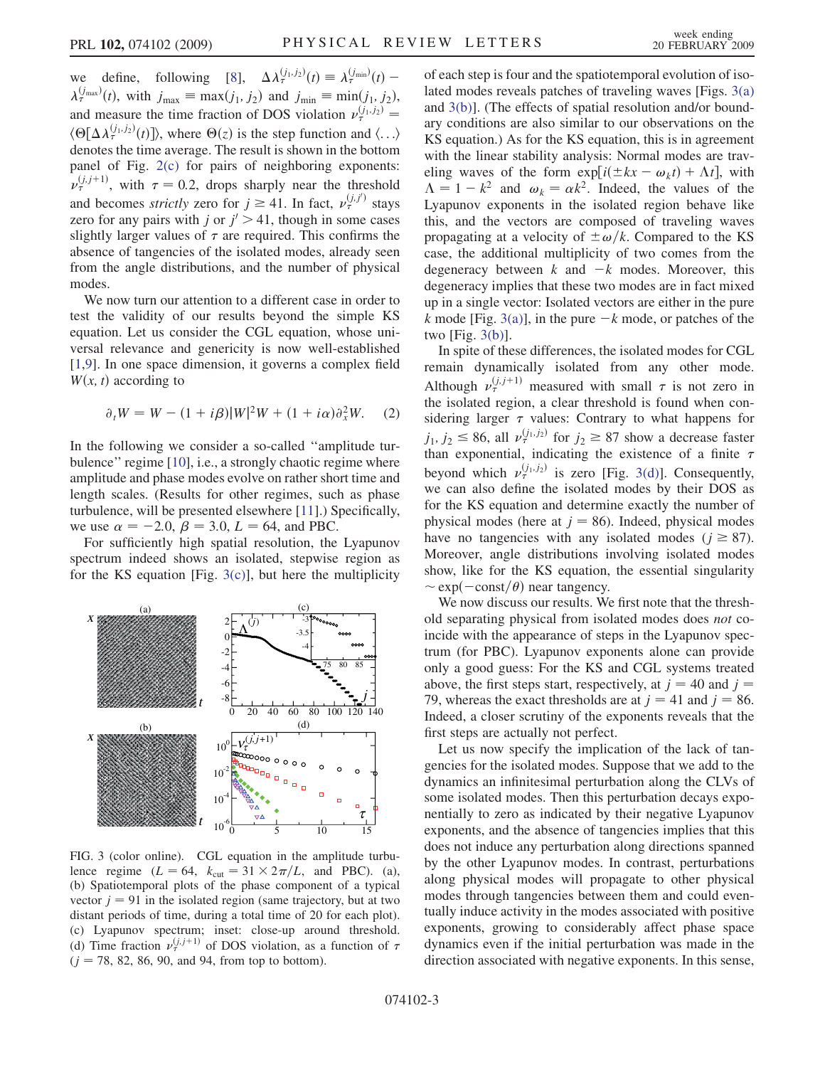we define, following [8], $\Delta\lambda_\tau^{(j_1,j_2)}(t) \equiv \lambda_\tau^{(j_{\min})}(t) - \lambda_\tau^{(j_{\max})}(t)$, with $j_{\max} \equiv \max(j_1, j_2)$ and $j_{\min} \equiv \min(j_1, j_2)$, and measure the time fraction of DOS violation $\nu_\tau^{(j_1,j_2)} = \langle \Theta[\Delta\lambda_\tau^{(j_1,j_2)}(t)]\rangle$, where $\Theta(z)$ is the step function and $\langle \ldots \rangle$ denotes the time average. The result is shown in the bottom panel of Fig. 2(c) for pairs of neighboring exponents: $\nu_\tau^{(j,j+1)}$, with $\tau = 0.2$, drops sharply near the threshold and becomes *strictly* zero for $j \geq 41$. In fact, $\nu_\tau^{(j,j')}$ stays zero for any pairs with $j$ or $j' > 41$, though in some cases slightly larger values of $\tau$ are required. This confirms the absence of tangencies of the isolated modes, already seen from the angle distributions, and the number of physical modes.

We now turn our attention to a different case in order to test the validity of our results beyond the simple KS equation. Let us consider the CGL equation, whose universal relevance and genericity is now well-established [1,9]. In one space dimension, it governs a complex field $W(x, t)$ according to

$$\partial_t W = W - (1 + i\beta)|W|^2 W + (1 + i\alpha)\partial_x^2 W. \quad (2)$$

In the following we consider a so-called "amplitude turbulence" regime [10], i.e., a strongly chaotic regime where amplitude and phase modes evolve on rather short time and length scales. (Results for other regimes, such as phase turbulence, will be presented elsewhere [11].) Specifically, we use $\alpha = -2.0$, $\beta = 3.0$, $L = 64$, and PBC.

For sufficiently high spatial resolution, the Lyapunov spectrum indeed shows an isolated, stepwise region as for the KS equation [Fig. 3(c)], but here the multiplicity of each step is four and the spatiotemporal evolution of isolated modes reveals patches of traveling waves [Figs. 3(a) and 3(b)]. (The effects of spatial resolution and/or boundary conditions are also similar to our observations on the KS equation.) As for the KS equation, this is in agreement with the linear stability analysis: Normal modes are traveling waves of the form $\exp[i(\pm kx - \omega_k t) + \Lambda t]$, with $\Lambda = 1 - k^2$ and $\omega_k = \alpha k^2$. Indeed, the values of the Lyapunov exponents in the isolated region behave like this, and the vectors are composed of traveling waves propagating at a velocity of $\pm\omega/k$. Compared to the KS case, the additional multiplicity of two comes from the degeneracy between $k$ and $-k$ modes. Moreover, this degeneracy implies that these two modes are in fact mixed up in a single vector: Isolated vectors are either in the pure $k$ mode [Fig. 3(a)], in the pure $-k$ mode, or patches of the two [Fig. 3(b)].

In spite of these differences, the isolated modes for CGL remain dynamically isolated from any other mode. Although $\nu_\tau^{(j,j+1)}$ measured with small $\tau$ is not zero in the isolated region, a clear threshold is found when considering larger $\tau$ values: Contrary to what happens for $j_1, j_2 \leq 86$, all $\nu_\tau^{(j_1,j_2)}$ for $j_2 \geq 87$ show a decrease faster than exponential, indicating the existence of a finite $\tau$ beyond which $\nu_\tau^{(j_1,j_2)}$ is zero [Fig. 3(d)]. Consequently, we can also define the isolated modes by their DOS as for the KS equation and determine exactly the number of physical modes (here at $j = 86$). Indeed, physical modes have no tangencies with any isolated modes ($j \geq 87$). Moreover, angle distributions involving isolated modes show, like for the KS equation, the essential singularity $\sim \exp(-\text{const}/\theta)$ near tangency.

FIG. 3 (color online). CGL equation in the amplitude turbulence regime ($L = 64$, $k_{\text{cut}} = 31 \times 2\pi/L$, and PBC). (a), (b) Spatiotemporal plots of the phase component of a typical vector $j = 91$ in the isolated region (same trajectory, but at two distant periods of time, during a total time of 20 for each plot). (c) Lyapunov spectrum; inset: close-up around threshold. (d) Time fraction $\nu_\tau^{(j,j+1)}$ of DOS violation, as a function of $\tau$ ($j = 78$, 82, 86, 90, and 94, from top to bottom).

We now discuss our results. We first note that the threshold separating physical from isolated modes does *not* coincide with the appearance of steps in the Lyapunov spectrum (for PBC). Lyapunov exponents alone can provide only a good guess: For the KS and CGL systems treated above, the first steps start, respectively, at $j = 40$ and $j = 79$, whereas the exact thresholds are at $j = 41$ and $j = 86$. Indeed, a closer scrutiny of the exponents reveals that the first steps are actually not perfect.

Let us now specify the implication of the lack of tangencies for the isolated modes. Suppose that we add to the dynamics an infinitesimal perturbation along the CLVs of some isolated modes. Then this perturbation decays exponentially to zero as indicated by their negative Lyapunov exponents, and the absence of tangencies implies that this does not induce any perturbation along directions spanned by the other Lyapunov modes. In contrast, perturbations along physical modes will propagate to other physical modes through tangencies between them and could eventually induce activity in the modes associated with positive exponents, growing to considerably affect phase space dynamics even if the initial perturbation was made in the direction associated with negative exponents. In this sense,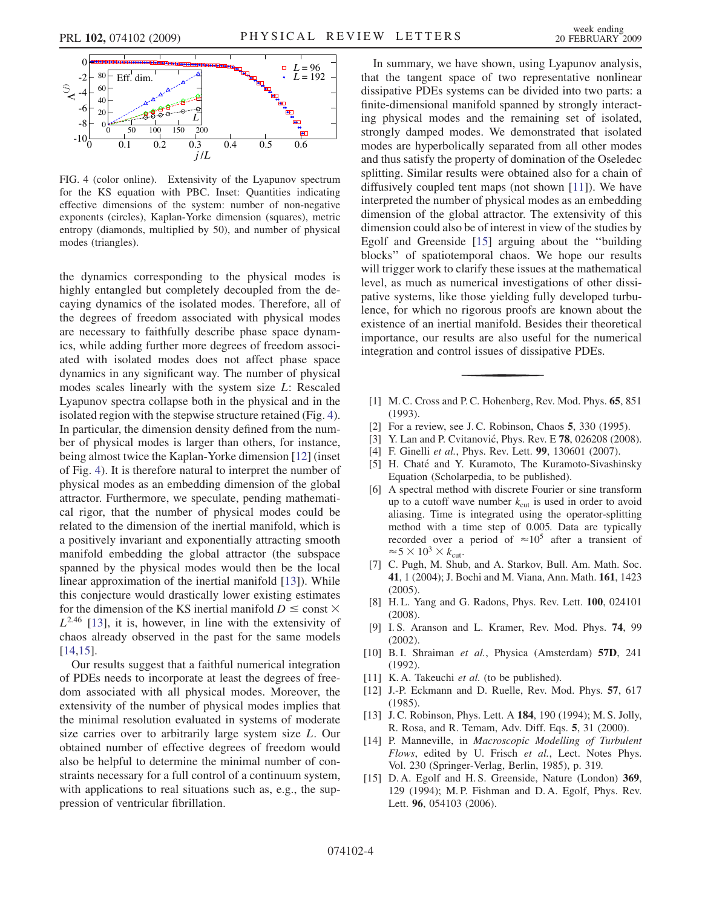0
-2
-4
-6
-8
-10
$\Lambda^{(j)}$
0 0.1 0.2 0.3 0.4 0.5 0.6
$j/L$
$L = 96$
$L = 192$
Eff. dim.
80
60
40
20
0
0 50 100 150 200
$L$

FIG. 4 (color online). Extensivity of the Lyapunov spectrum for the KS equation with PBC. Inset: Quantities indicating effective dimensions of the system: number of non-negative exponents (circles), Kaplan-Yorke dimension (squares), metric entropy (diamonds, multiplied by 50), and number of physical modes (triangles).

the dynamics corresponding to the physical modes is highly entangled but completely decoupled from the decaying dynamics of the isolated modes. Therefore, all of the degrees of freedom associated with physical modes are necessary to faithfully describe phase space dynamics, while adding further more degrees of freedom associated with isolated modes does not affect phase space dynamics in any significant way. The number of physical modes scales linearly with the system size $L$: Rescaled Lyapunov spectra collapse both in the physical and in the isolated region with the stepwise structure retained (Fig. 4). In particular, the dimension density defined from the number of physical modes is larger than others, for instance, being almost twice the Kaplan-Yorke dimension [12] (inset of Fig. 4). It is therefore natural to interpret the number of physical modes as an embedding dimension of the global attractor. Furthermore, we speculate, pending mathematical rigor, that the number of physical modes could be related to the dimension of the inertial manifold, which is a positively invariant and exponentially attracting smooth manifold embedding the global attractor (the subspace spanned by the physical modes would then be the local linear approximation of the inertial manifold [13]). While this conjecture would drastically lower existing estimates for the dimension of the KS inertial manifold $D \leq \text{const} \times L^{2.46}$ [13], it is, however, in line with the extensivity of chaos already observed in the past for the same models [14,15].

Our results suggest that a faithful numerical integration of PDEs needs to incorporate at least the degrees of freedom associated with all physical modes. Moreover, the extensivity of the number of physical modes implies that the minimal resolution evaluated in systems of moderate size carries over to arbitrarily large system size $L$. Our obtained number of effective degrees of freedom would also be helpful to determine the minimal number of constraints necessary for a full control of a continuum system, with applications to real situations such as, e.g., the suppression of ventricular fibrillation.

In summary, we have shown, using Lyapunov analysis, that the tangent space of two representative nonlinear dissipative PDEs systems can be divided into two parts: a finite-dimensional manifold spanned by strongly interacting physical modes and the remaining set of isolated, strongly damped modes. We demonstrated that isolated modes are hyperbolically separated from all other modes and thus satisfy the property of domination of the Oseledec splitting. Similar results were obtained also for a chain of diffusively coupled tent maps (not shown [11]). We have interpreted the number of physical modes as an embedding dimension of the global attractor. The extensivity of this dimension could also be of interest in view of the studies by Egolf and Greenside [15] arguing about the "building blocks" of spatiotemporal chaos. We hope our results will trigger work to clarify these issues at the mathematical level, as much as numerical investigations of other dissipative systems, like those yielding fully developed turbulence, for which no rigorous proofs are known about the existence of an inertial manifold. Besides their theoretical importance, our results are also useful for the numerical integration and control issues of dissipative PDEs.

---

[1] M. C. Cross and P. C. Hohenberg, Rev. Mod. Phys. **65**, 851 (1993).

[2] For a review, see J. C. Robinson, Chaos **5**, 330 (1995).

[3] Y. Lan and P. Cvitanović, Phys. Rev. E **78**, 026208 (2008).

[4] F. Ginelli *et al.*, Phys. Rev. Lett. **99**, 130601 (2007).

[5] H. Chaté and Y. Kuramoto, The Kuramoto-Sivashinsky Equation (Scholarpedia, to be published).

[6] A spectral method with discrete Fourier or sine transform up to a cutoff wave number $k_{\text{cut}}$ is used in order to avoid aliasing. Time is integrated using the operator-splitting method with a time step of 0.005. Data are typically recorded over a period of $\approx 10^5$ after a transient of $\approx 5 \times 10^3 \times k_{\text{cut}}$.

[7] C. Pugh, M. Shub, and A. Starkov, Bull. Am. Math. Soc. **41**, 1 (2004); J. Bochi and M. Viana, Ann. Math. **161**, 1423 (2005).

[8] H. L. Yang and G. Radons, Phys. Rev. Lett. **100**, 024101 (2008).

[9] I. S. Aranson and L. Kramer, Rev. Mod. Phys. **74**, 99 (2002).

[10] B. I. Shraiman *et al.*, Physica (Amsterdam) **57D**, 241 (1992).

[11] K. A. Takeuchi *et al.* (to be published).

[12] J.-P. Eckmann and D. Ruelle, Rev. Mod. Phys. **57**, 617 (1985).

[13] J. C. Robinson, Phys. Lett. A **184**, 190 (1994); M. S. Jolly, R. Rosa, and R. Temam, Adv. Diff. Eqs. **5**, 31 (2000).

[14] P. Manneville, in *Macroscopic Modelling of Turbulent Flows*, edited by U. Frisch *et al.*, Lect. Notes Phys. Vol. 230 (Springer-Verlag, Berlin, 1985), p. 319.

[15] D. A. Egolf and H. S. Greenside, Nature (London) **369**, 129 (1994); M. P. Fishman and D. A. Egolf, Phys. Rev. Lett. **96**, 054103 (2006).